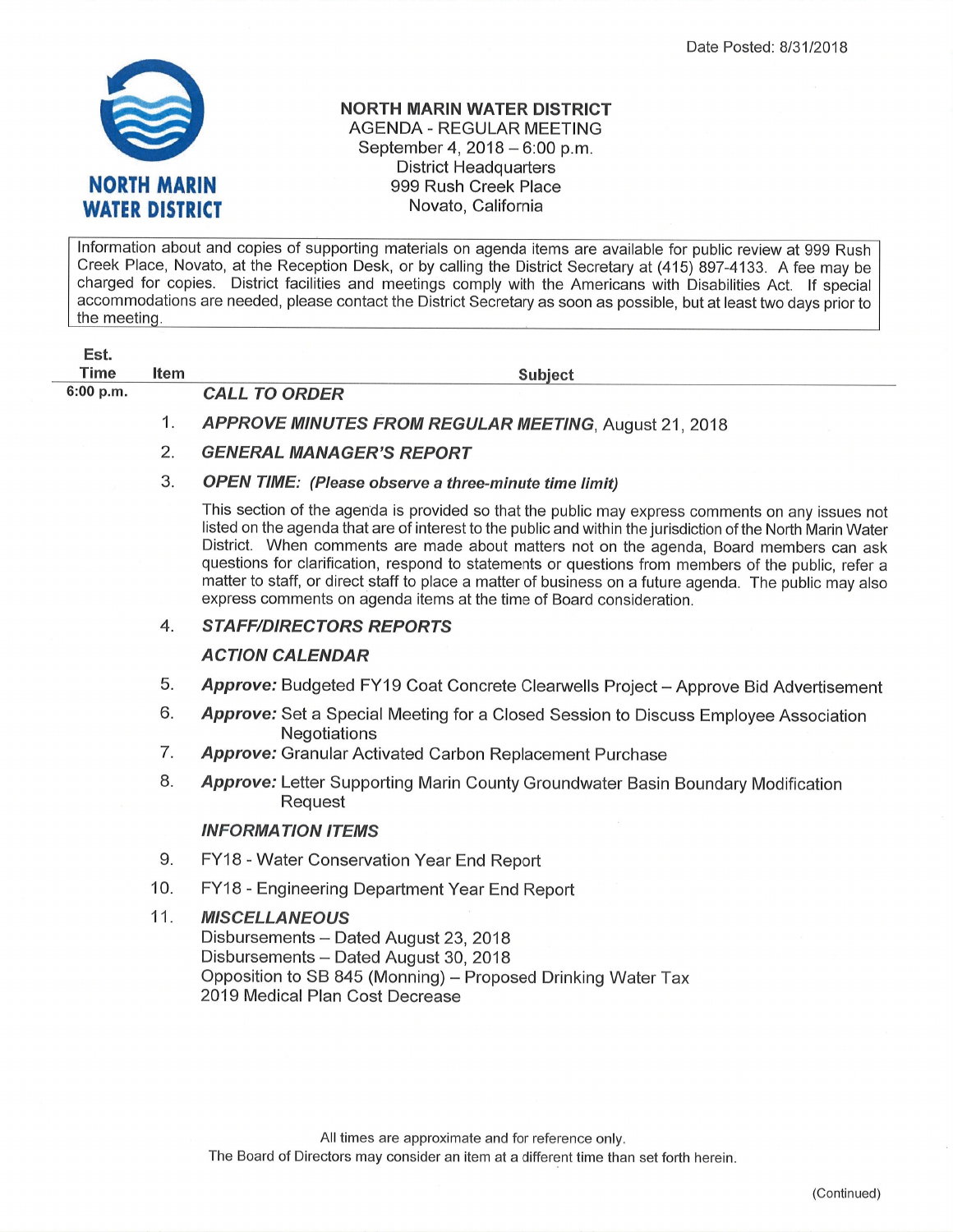Date Posted: 8/31/2018

NORTH MARIN WATER DISTRICT

# NORTH MARIN WATER DISTRICT

AGENDA - REGULAR MEETING
September 4, 2018 – 6:00 p.m.
District Headquarters
999 Rush Creek Place
Novato, California

Information about and copies of supporting materials on agenda items are available for public review at 999 Rush Creek Place, Novato, at the Reception Desk, or by calling the District Secretary at (415) 897-4133. A fee may be charged for copies. District facilities and meetings comply with the Americans with Disabilities Act. If special accommodations are needed, please contact the District Secretary as soon as possible, but at least two days prior to the meeting.

| Est. Time | Item | Subject |
|---|---|---|
| 6:00 p.m. | | ***CALL TO ORDER*** |
| | 1. | ***APPROVE MINUTES FROM REGULAR MEETING***, August 21, 2018 |
| | 2. | ***GENERAL MANAGER'S REPORT*** |
| | 3. | ***OPEN TIME: (Please observe a three-minute time limit)*** |

This section of the agenda is provided so that the public may express comments on any issues not listed on the agenda that are of interest to the public and within the jurisdiction of the North Marin Water District. When comments are made about matters not on the agenda, Board members can ask questions for clarification, respond to statements or questions from members of the public, refer a matter to staff, or direct staff to place a matter of business on a future agenda. The public may also express comments on agenda items at the time of Board consideration.

4. ***STAFF/DIRECTORS REPORTS***

***ACTION CALENDAR***

5. ***Approve:*** Budgeted FY19 Coat Concrete Clearwells Project – Approve Bid Advertisement
6. ***Approve:*** Set a Special Meeting for a Closed Session to Discuss Employee Association Negotiations
7. ***Approve:*** Granular Activated Carbon Replacement Purchase
8. ***Approve:*** Letter Supporting Marin County Groundwater Basin Boundary Modification Request

***INFORMATION ITEMS***

9. FY18 - Water Conservation Year End Report
10. FY18 - Engineering Department Year End Report
11. ***MISCELLANEOUS***
    Disbursements – Dated August 23, 2018
    Disbursements – Dated August 30, 2018
    Opposition to SB 845 (Monning) – Proposed Drinking Water Tax
    2019 Medical Plan Cost Decrease

All times are approximate and for reference only.
The Board of Directors may consider an item at a different time than set forth herein.

(Continued)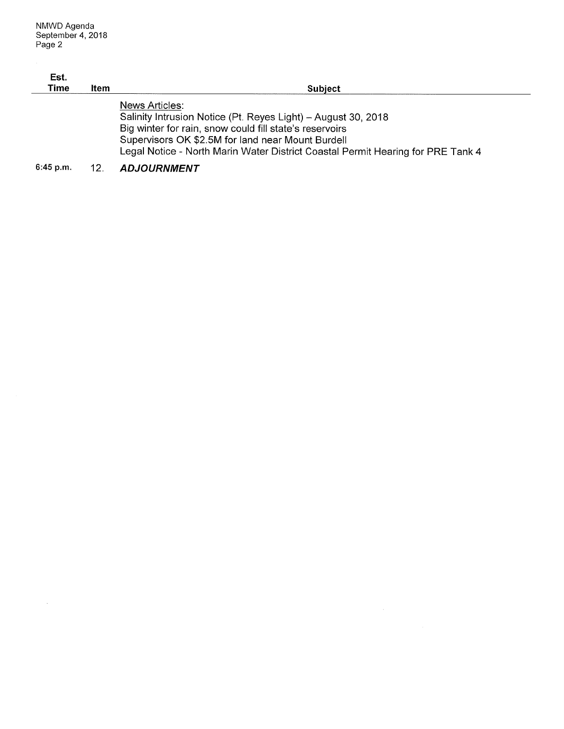| Est. Time | Item | Subject |
|---|---|---|
| | | News Articles:<br>Salinity Intrusion Notice (Pt. Reyes Light) – August 30, 2018<br>Big winter for rain, snow could fill state's reservoirs<br>Supervisors OK $2.5M for land near Mount Burdell<br>Legal Notice - North Marin Water District Coastal Permit Hearing for PRE Tank 4 |
| 6:45 p.m. | 12. | ***ADJOURNMENT*** |